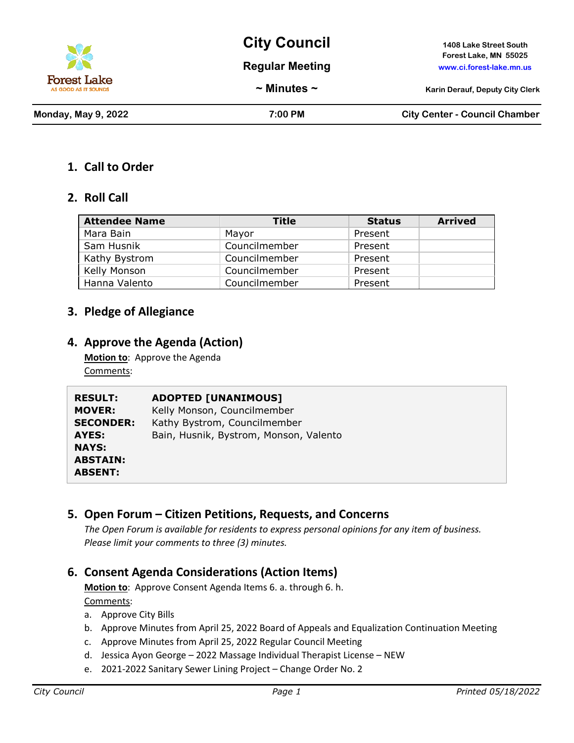Forest Lake
AS GOOD AS IT SOUNDS

# City Council

## Regular Meeting

## ~ Minutes ~

1408 Lake Street South
Forest Lake, MN 55025
www.ci.forest-lake.mn.us

Karin Derauf, Deputy City Clerk

**Monday, May 9, 2022** | **7:00 PM** | **City Center - Council Chamber**

## 1. Call to Order

## 2. Roll Call

| Attendee Name | Title | Status | Arrived |
|---|---|---|---|
| Mara Bain | Mayor | Present | |
| Sam Husnik | Councilmember | Present | |
| Kathy Bystrom | Councilmember | Present | |
| Kelly Monson | Councilmember | Present | |
| Hanna Valento | Councilmember | Present | |

## 3. Pledge of Allegiance

## 4. Approve the Agenda (Action)

**Motion to**: Approve the Agenda
Comments:

| | |
|---|---|
| **RESULT:** | **ADOPTED [UNANIMOUS]** |
| **MOVER:** | Kelly Monson, Councilmember |
| **SECONDER:** | Kathy Bystrom, Councilmember |
| **AYES:** | Bain, Husnik, Bystrom, Monson, Valento |
| **NAYS:** | |
| **ABSTAIN:** | |
| **ABSENT:** | |

## 5. Open Forum – Citizen Petitions, Requests, and Concerns

*The Open Forum is available for residents to express personal opinions for any item of business. Please limit your comments to three (3) minutes.*

## 6. Consent Agenda Considerations (Action Items)

**Motion to**: Approve Consent Agenda Items 6. a. through 6. h.
Comments:

a. Approve City Bills
b. Approve Minutes from April 25, 2022 Board of Appeals and Equalization Continuation Meeting
c. Approve Minutes from April 25, 2022 Regular Council Meeting
d. Jessica Ayon George – 2022 Massage Individual Therapist License – NEW
e. 2021-2022 Sanitary Sewer Lining Project – Change Order No. 2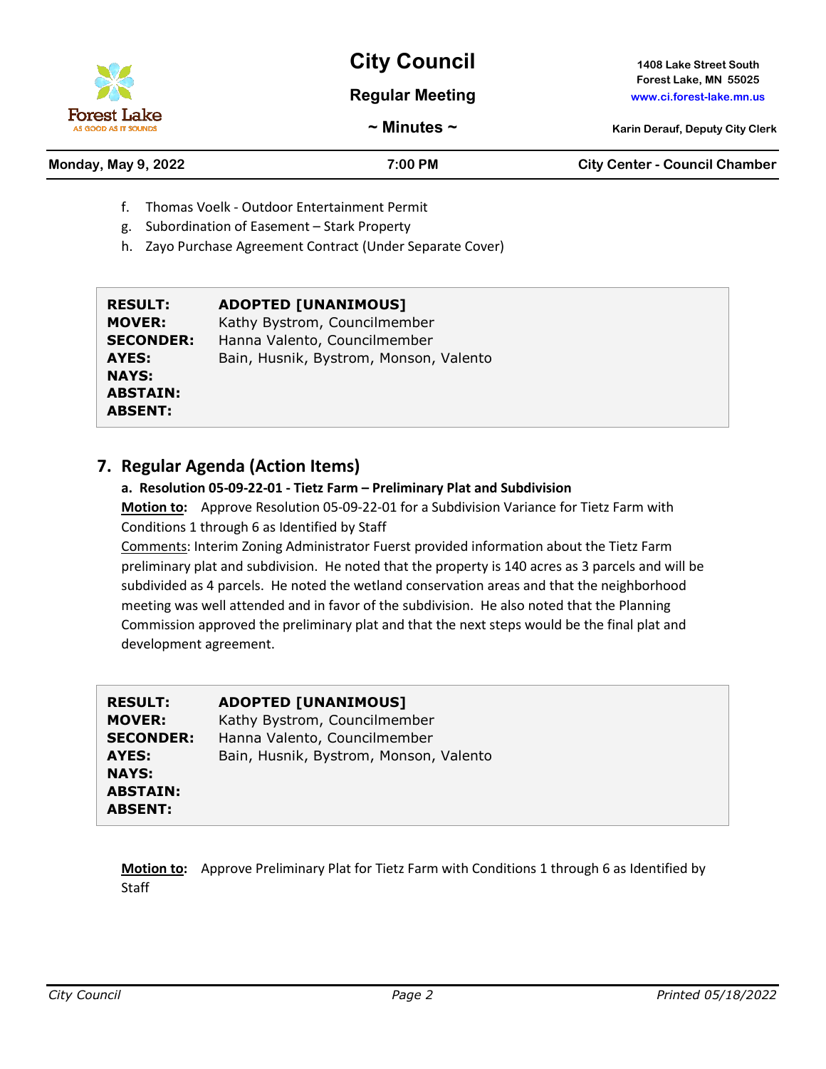f. Thomas Voelk - Outdoor Entertainment Permit
g. Subordination of Easement – Stark Property
h. Zayo Purchase Agreement Contract (Under Separate Cover)

| | |
|---|---|
| **RESULT:** | **ADOPTED [UNANIMOUS]** |
| **MOVER:** | Kathy Bystrom, Councilmember |
| **SECONDER:** | Hanna Valento, Councilmember |
| **AYES:** | Bain, Husnik, Bystrom, Monson, Valento |
| **NAYS:** | |
| **ABSTAIN:** | |
| **ABSENT:** | |

## 7. Regular Agenda (Action Items)

**a. Resolution 05-09-22-01 - Tietz Farm – Preliminary Plat and Subdivision**

**Motion to:** Approve Resolution 05-09-22-01 for a Subdivision Variance for Tietz Farm with Conditions 1 through 6 as Identified by Staff

Comments: Interim Zoning Administrator Fuerst provided information about the Tietz Farm preliminary plat and subdivision. He noted that the property is 140 acres as 3 parcels and will be subdivided as 4 parcels. He noted the wetland conservation areas and that the neighborhood meeting was well attended and in favor of the subdivision. He also noted that the Planning Commission approved the preliminary plat and that the next steps would be the final plat and development agreement.

| | |
|---|---|
| **RESULT:** | **ADOPTED [UNANIMOUS]** |
| **MOVER:** | Kathy Bystrom, Councilmember |
| **SECONDER:** | Hanna Valento, Councilmember |
| **AYES:** | Bain, Husnik, Bystrom, Monson, Valento |
| **NAYS:** | |
| **ABSTAIN:** | |
| **ABSENT:** | |

**Motion to:** Approve Preliminary Plat for Tietz Farm with Conditions 1 through 6 as Identified by Staff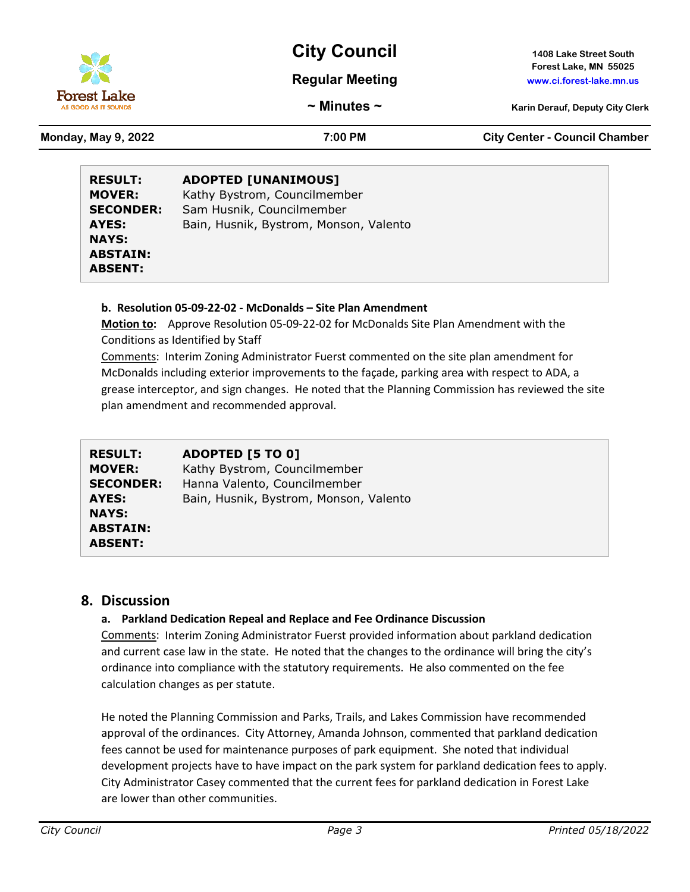| RESULT: | ADOPTED [UNANIMOUS] |
|---|---|
| MOVER: | Kathy Bystrom, Councilmember |
| SECONDER: | Sam Husnik, Councilmember |
| AYES: | Bain, Husnik, Bystrom, Monson, Valento |
| NAYS: | |
| ABSTAIN: | |
| ABSENT: | |

**b. Resolution 05-09-22-02 - McDonalds – Site Plan Amendment**

**Motion to:** Approve Resolution 05-09-22-02 for McDonalds Site Plan Amendment with the Conditions as Identified by Staff

Comments: Interim Zoning Administrator Fuerst commented on the site plan amendment for McDonalds including exterior improvements to the façade, parking area with respect to ADA, a grease interceptor, and sign changes. He noted that the Planning Commission has reviewed the site plan amendment and recommended approval.

| RESULT: | ADOPTED [5 TO 0] |
|---|---|
| MOVER: | Kathy Bystrom, Councilmember |
| SECONDER: | Hanna Valento, Councilmember |
| AYES: | Bain, Husnik, Bystrom, Monson, Valento |
| NAYS: | |
| ABSTAIN: | |
| ABSENT: | |

## 8. Discussion

**a. Parkland Dedication Repeal and Replace and Fee Ordinance Discussion**

Comments: Interim Zoning Administrator Fuerst provided information about parkland dedication and current case law in the state. He noted that the changes to the ordinance will bring the city's ordinance into compliance with the statutory requirements. He also commented on the fee calculation changes as per statute.

He noted the Planning Commission and Parks, Trails, and Lakes Commission have recommended approval of the ordinances. City Attorney, Amanda Johnson, commented that parkland dedication fees cannot be used for maintenance purposes of park equipment. She noted that individual development projects have to have impact on the park system for parkland dedication fees to apply. City Administrator Casey commented that the current fees for parkland dedication in Forest Lake are lower than other communities.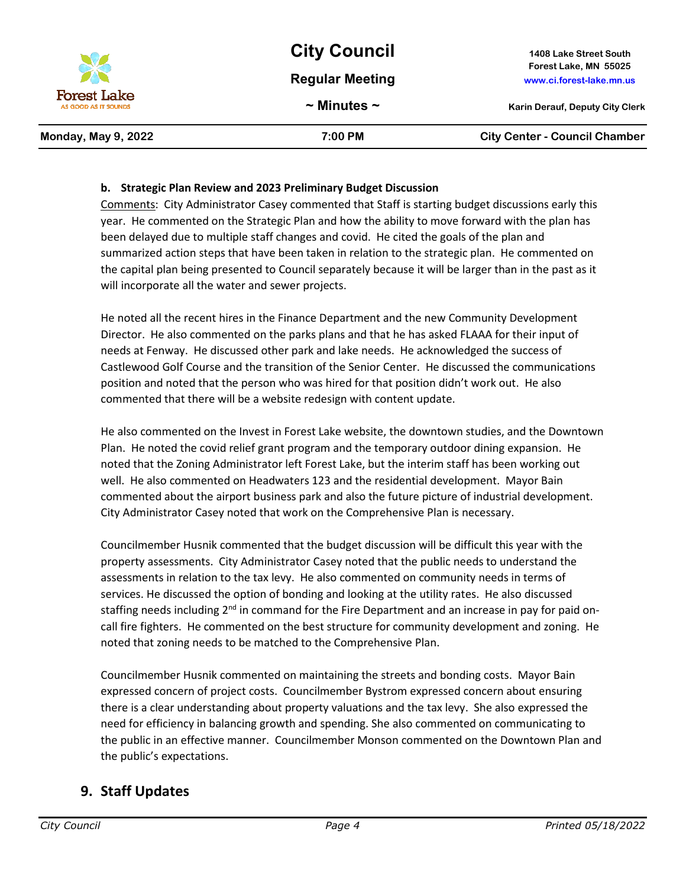**b. Strategic Plan Review and 2023 Preliminary Budget Discussion**

Comments: City Administrator Casey commented that Staff is starting budget discussions early this year. He commented on the Strategic Plan and how the ability to move forward with the plan has been delayed due to multiple staff changes and covid. He cited the goals of the plan and summarized action steps that have been taken in relation to the strategic plan. He commented on the capital plan being presented to Council separately because it will be larger than in the past as it will incorporate all the water and sewer projects.

He noted all the recent hires in the Finance Department and the new Community Development Director. He also commented on the parks plans and that he has asked FLAAA for their input of needs at Fenway. He discussed other park and lake needs. He acknowledged the success of Castlewood Golf Course and the transition of the Senior Center. He discussed the communications position and noted that the person who was hired for that position didn't work out. He also commented that there will be a website redesign with content update.

He also commented on the Invest in Forest Lake website, the downtown studies, and the Downtown Plan. He noted the covid relief grant program and the temporary outdoor dining expansion. He noted that the Zoning Administrator left Forest Lake, but the interim staff has been working out well. He also commented on Headwaters 123 and the residential development. Mayor Bain commented about the airport business park and also the future picture of industrial development. City Administrator Casey noted that work on the Comprehensive Plan is necessary.

Councilmember Husnik commented that the budget discussion will be difficult this year with the property assessments. City Administrator Casey noted that the public needs to understand the assessments in relation to the tax levy. He also commented on community needs in terms of services. He discussed the option of bonding and looking at the utility rates. He also discussed staffing needs including 2nd in command for the Fire Department and an increase in pay for paid on-call fire fighters. He commented on the best structure for community development and zoning. He noted that zoning needs to be matched to the Comprehensive Plan.

Councilmember Husnik commented on maintaining the streets and bonding costs. Mayor Bain expressed concern of project costs. Councilmember Bystrom expressed concern about ensuring there is a clear understanding about property valuations and the tax levy. She also expressed the need for efficiency in balancing growth and spending. She also commented on communicating to the public in an effective manner. Councilmember Monson commented on the Downtown Plan and the public's expectations.

## 9. Staff Updates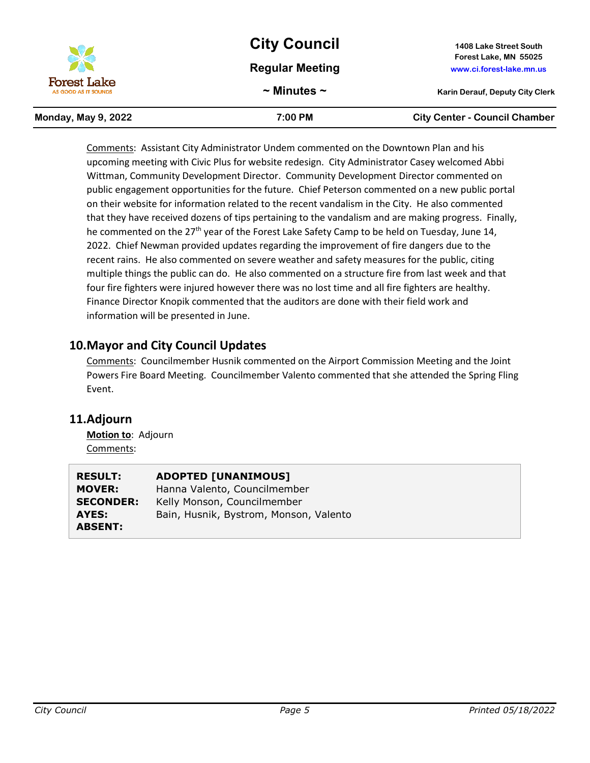Comments: Assistant City Administrator Undem commented on the Downtown Plan and his upcoming meeting with Civic Plus for website redesign. City Administrator Casey welcomed Abbi Wittman, Community Development Director. Community Development Director commented on public engagement opportunities for the future. Chief Peterson commented on a new public portal on their website for information related to the recent vandalism in the City. He also commented that they have received dozens of tips pertaining to the vandalism and are making progress. Finally, he commented on the 27th year of the Forest Lake Safety Camp to be held on Tuesday, June 14, 2022. Chief Newman provided updates regarding the improvement of fire dangers due to the recent rains. He also commented on severe weather and safety measures for the public, citing multiple things the public can do. He also commented on a structure fire from last week and that four fire fighters were injured however there was no lost time and all fire fighters are healthy. Finance Director Knopik commented that the auditors are done with their field work and information will be presented in June.

## 10. Mayor and City Council Updates

Comments: Councilmember Husnik commented on the Airport Commission Meeting and the Joint Powers Fire Board Meeting. Councilmember Valento commented that she attended the Spring Fling Event.

## 11. Adjourn

**Motion to**: Adjourn

Comments:

| | |
|---|---|
| **RESULT:** | **ADOPTED [UNANIMOUS]** |
| **MOVER:** | Hanna Valento, Councilmember |
| **SECONDER:** | Kelly Monson, Councilmember |
| **AYES:** | Bain, Husnik, Bystrom, Monson, Valento |
| **ABSENT:** | |